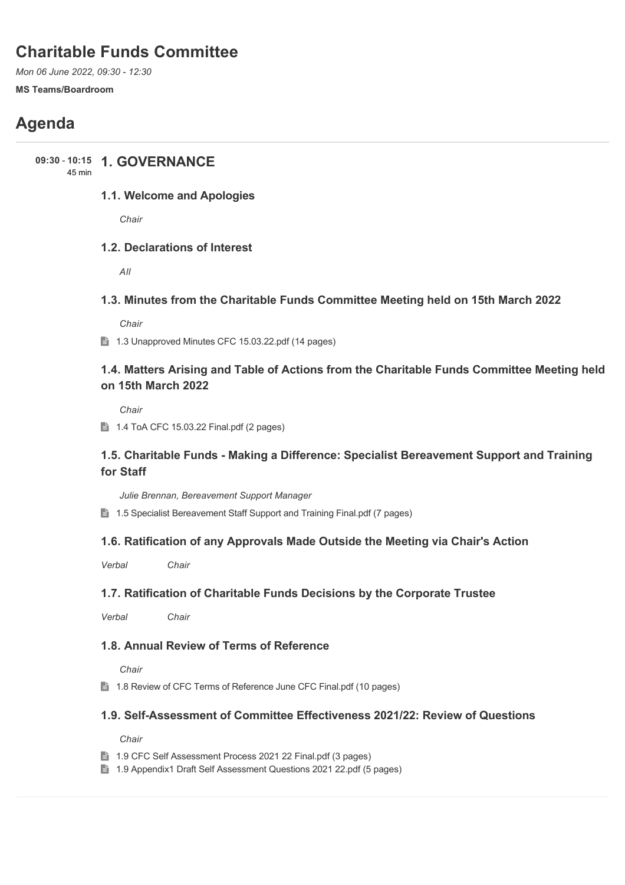# Charitable Funds Committee

*Mon 06 June 2022, 09:30 - 12:30*

**MS Teams/Boardroom**

# Agenda

**09:30 - 10:15** 45 min

## 1. GOVERNANCE

### 1.1. Welcome and Apologies

*Chair*

### 1.2. Declarations of Interest

*All*

### 1.3. Minutes from the Charitable Funds Committee Meeting held on 15th March 2022

*Chair*

1.3 Unapproved Minutes CFC 15.03.22.pdf (14 pages)

### 1.4. Matters Arising and Table of Actions from the Charitable Funds Committee Meeting held on 15th March 2022

*Chair*

1.4 ToA CFC 15.03.22 Final.pdf (2 pages)

### 1.5. Charitable Funds - Making a Difference: Specialist Bereavement Support and Training for Staff

*Julie Brennan, Bereavement Support Manager*

1.5 Specialist Bereavement Staff Support and Training Final.pdf (7 pages)

### 1.6. Ratification of any Approvals Made Outside the Meeting via Chair's Action

*Verbal* *Chair*

### 1.7. Ratification of Charitable Funds Decisions by the Corporate Trustee

*Verbal* *Chair*

### 1.8. Annual Review of Terms of Reference

*Chair*

1.8 Review of CFC Terms of Reference June CFC Final.pdf (10 pages)

### 1.9. Self-Assessment of Committee Effectiveness 2021/22: Review of Questions

*Chair*

1.9 CFC Self Assessment Process 2021 22 Final.pdf (3 pages)

1.9 Appendix1 Draft Self Assessment Questions 2021 22.pdf (5 pages)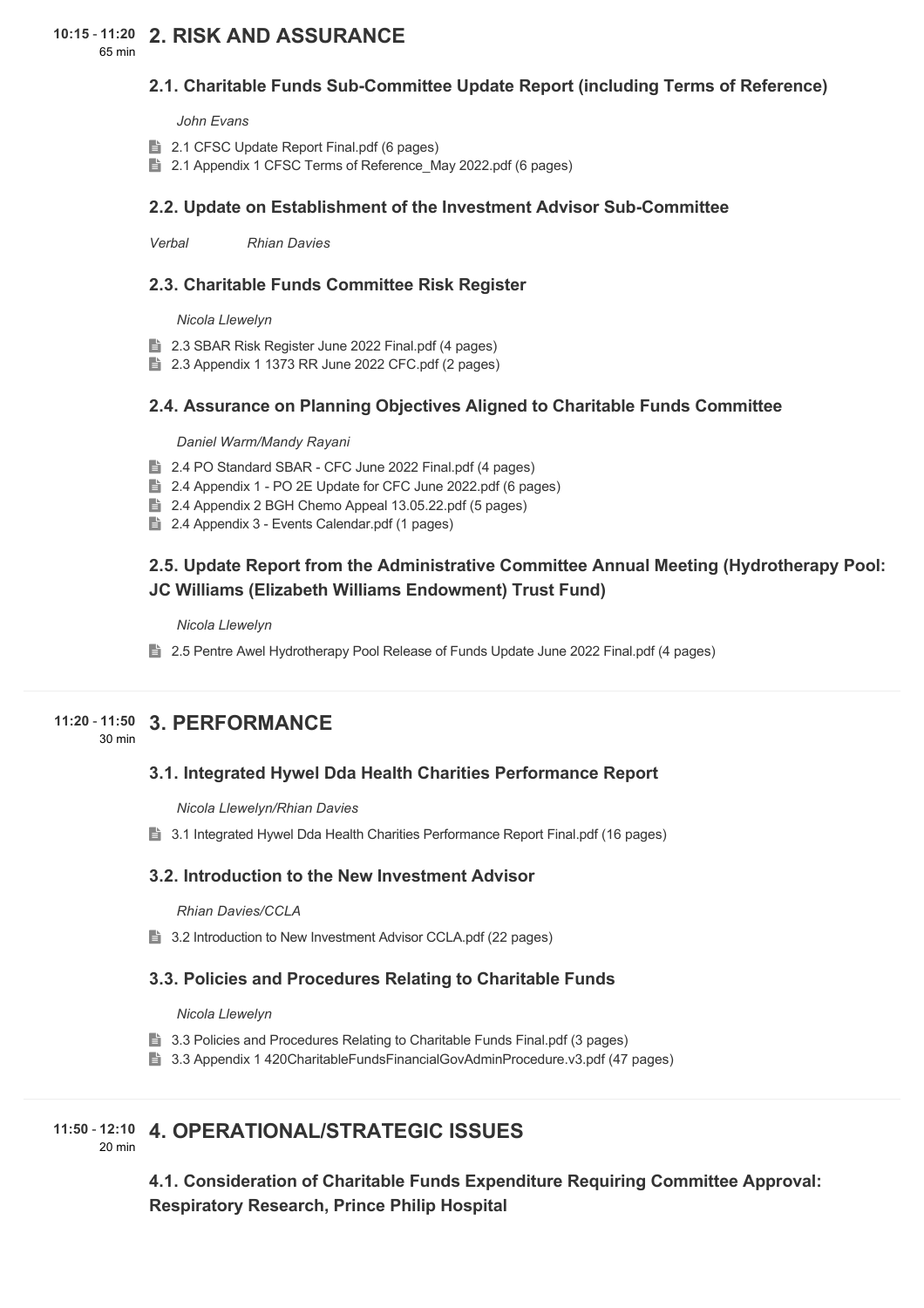10:15 - 11:20
65 min

## 2. RISK AND ASSURANCE

### 2.1. Charitable Funds Sub-Committee Update Report (including Terms of Reference)

*John Evans*

- 2.1 CFSC Update Report Final.pdf (6 pages)
- 2.1 Appendix 1 CFSC Terms of Reference_May 2022.pdf (6 pages)

### 2.2. Update on Establishment of the Investment Advisor Sub-Committee

*Verbal* *Rhian Davies*

### 2.3. Charitable Funds Committee Risk Register

*Nicola Llewelyn*

- 2.3 SBAR Risk Register June 2022 Final.pdf (4 pages)
- 2.3 Appendix 1 1373 RR June 2022 CFC.pdf (2 pages)

### 2.4. Assurance on Planning Objectives Aligned to Charitable Funds Committee

*Daniel Warm/Mandy Rayani*

- 2.4 PO Standard SBAR - CFC June 2022 Final.pdf (4 pages)
- 2.4 Appendix 1 - PO 2E Update for CFC June 2022.pdf (6 pages)
- 2.4 Appendix 2 BGH Chemo Appeal 13.05.22.pdf (5 pages)
- 2.4 Appendix 3 - Events Calendar.pdf (1 pages)

### 2.5. Update Report from the Administrative Committee Annual Meeting (Hydrotherapy Pool: JC Williams (Elizabeth Williams Endowment) Trust Fund)

*Nicola Llewelyn*

- 2.5 Pentre Awel Hydrotherapy Pool Release of Funds Update June 2022 Final.pdf (4 pages)

11:20 - 11:50
30 min

## 3. PERFORMANCE

### 3.1. Integrated Hywel Dda Health Charities Performance Report

*Nicola Llewelyn/Rhian Davies*

- 3.1 Integrated Hywel Dda Health Charities Performance Report Final.pdf (16 pages)

### 3.2. Introduction to the New Investment Advisor

*Rhian Davies/CCLA*

- 3.2 Introduction to New Investment Advisor CCLA.pdf (22 pages)

### 3.3. Policies and Procedures Relating to Charitable Funds

*Nicola Llewelyn*

- 3.3 Policies and Procedures Relating to Charitable Funds Final.pdf (3 pages)
- 3.3 Appendix 1 420CharitableFundsFinancialGovAdminProcedure.v3.pdf (47 pages)

11:50 - 12:10
20 min

## 4. OPERATIONAL/STRATEGIC ISSUES

### 4.1. Consideration of Charitable Funds Expenditure Requiring Committee Approval: Respiratory Research, Prince Philip Hospital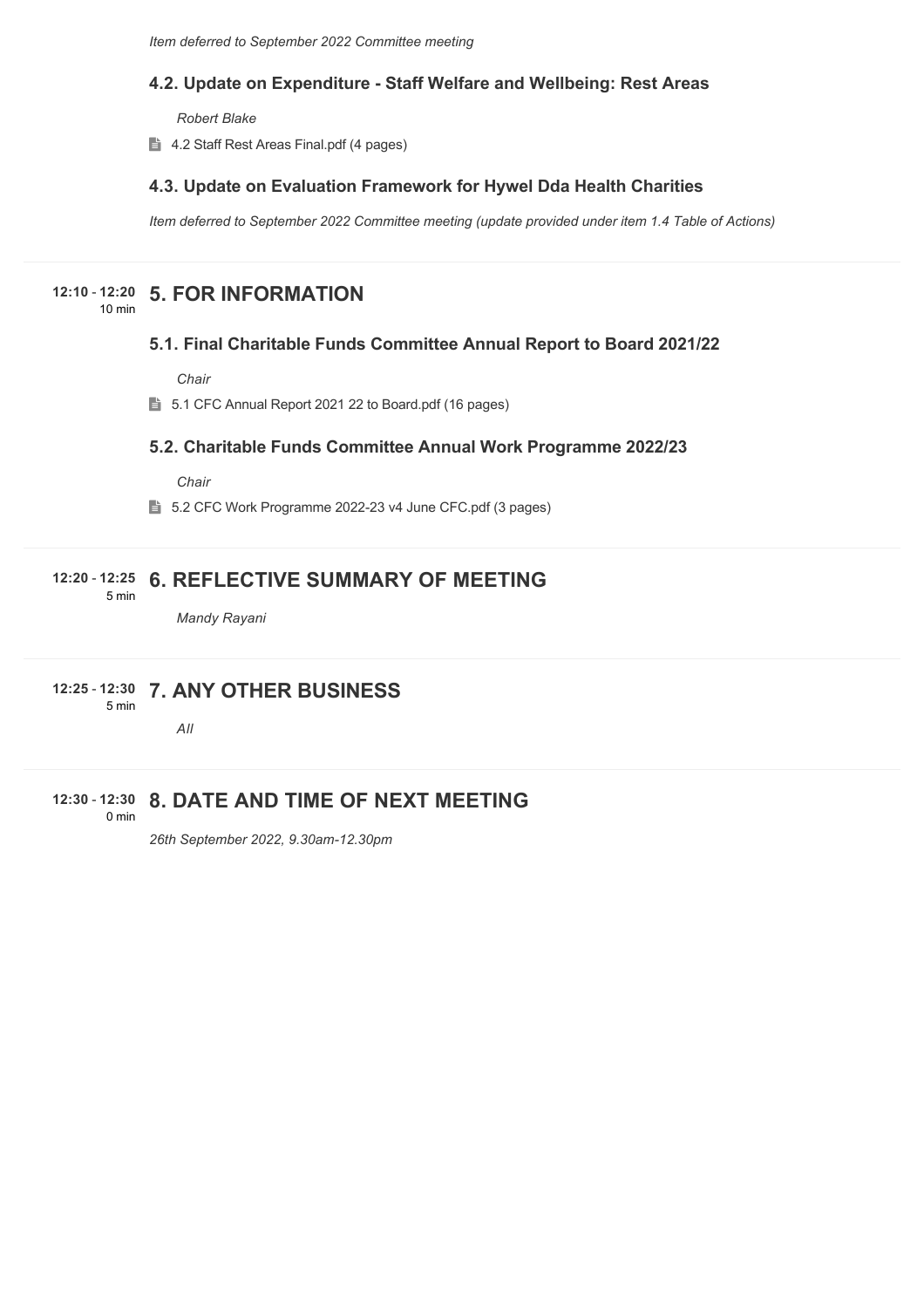*Item deferred to September 2022 Committee meeting*

### 4.2. Update on Expenditure - Staff Welfare and Wellbeing: Rest Areas

*Robert Blake*

4.2 Staff Rest Areas Final.pdf (4 pages)

### 4.3. Update on Evaluation Framework for Hywel Dda Health Charities

*Item deferred to September 2022 Committee meeting (update provided under item 1.4 Table of Actions)*

---

**12:10 - 12:20**
10 min

## 5. FOR INFORMATION

### 5.1. Final Charitable Funds Committee Annual Report to Board 2021/22

*Chair*

5.1 CFC Annual Report 2021 22 to Board.pdf (16 pages)

### 5.2. Charitable Funds Committee Annual Work Programme 2022/23

*Chair*

5.2 CFC Work Programme 2022-23 v4 June CFC.pdf (3 pages)

---

**12:20 - 12:25**
5 min

## 6. REFLECTIVE SUMMARY OF MEETING

*Mandy Rayani*

---

**12:25 - 12:30**
5 min

## 7. ANY OTHER BUSINESS

*All*

---

**12:30 - 12:30**
0 min

## 8. DATE AND TIME OF NEXT MEETING

*26th September 2022, 9.30am-12.30pm*